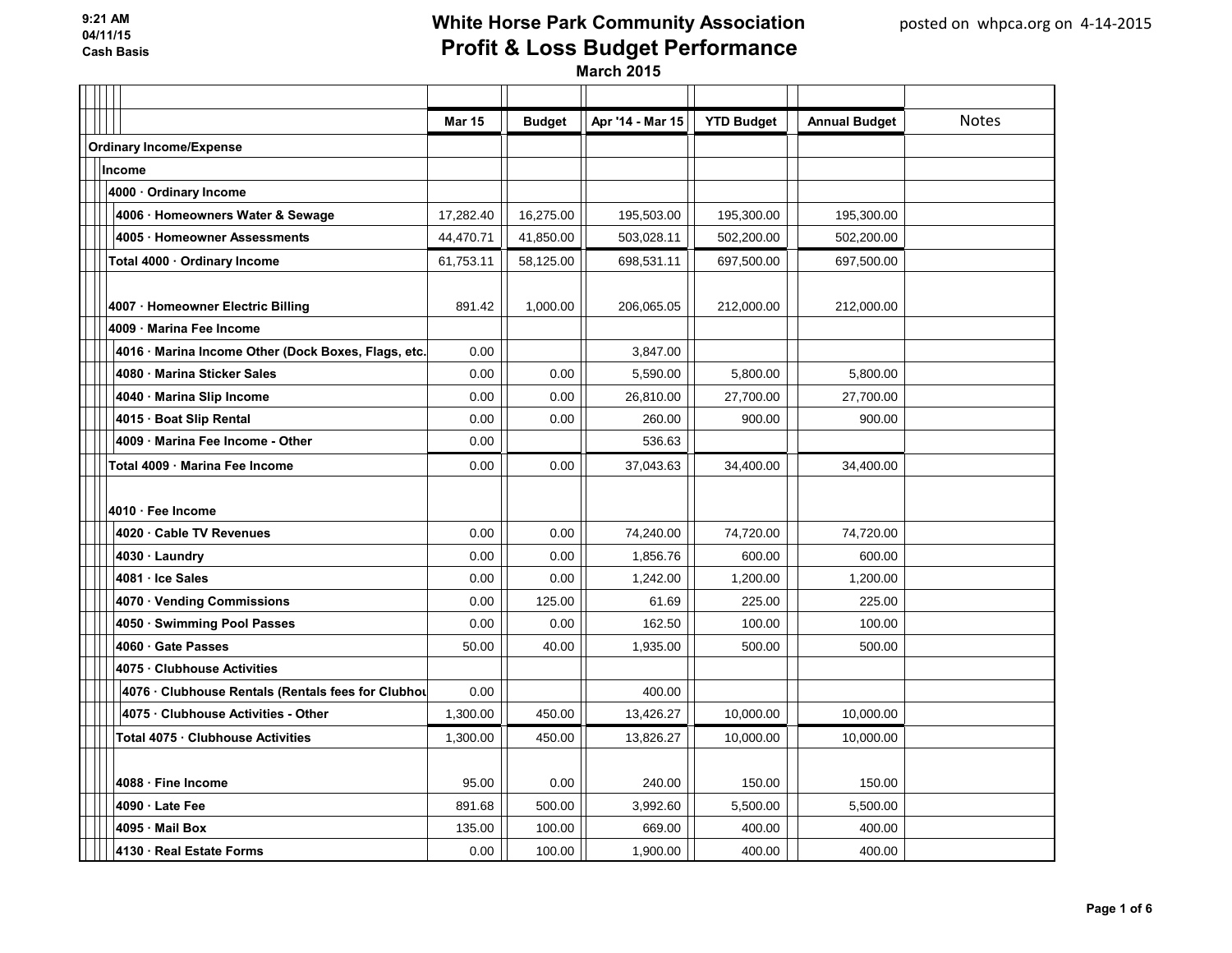9:21 AM
04/11/15
Cash Basis

# White Horse Park Community Association
## Profit & Loss Budget Performance
### March 2015

posted on whpca.org on 4-14-2015

| | Mar 15 | Budget | Apr '14 - Mar 15 | YTD Budget | Annual Budget | Notes |
|---|---|---|---|---|---|---|
| **Ordinary Income/Expense** | | | | | | |
| **Income** | | | | | | |
| **4000 · Ordinary Income** | | | | | | |
| **4006 · Homeowners Water & Sewage** | 17,282.40 | 16,275.00 | 195,503.00 | 195,300.00 | 195,300.00 | |
| **4005 · Homeowner Assessments** | 44,470.71 | 41,850.00 | 503,028.11 | 502,200.00 | 502,200.00 | |
| **Total 4000 · Ordinary Income** | 61,753.11 | 58,125.00 | 698,531.11 | 697,500.00 | 697,500.00 | |
| **4007 · Homeowner Electric Billing** | 891.42 | 1,000.00 | 206,065.05 | 212,000.00 | 212,000.00 | |
| **4009 · Marina Fee Income** | | | | | | |
| **4016 · Marina Income Other (Dock Boxes, Flags, etc.** | 0.00 | | 3,847.00 | | | |
| **4080 · Marina Sticker Sales** | 0.00 | 0.00 | 5,590.00 | 5,800.00 | 5,800.00 | |
| **4040 · Marina Slip Income** | 0.00 | 0.00 | 26,810.00 | 27,700.00 | 27,700.00 | |
| **4015 · Boat Slip Rental** | 0.00 | 0.00 | 260.00 | 900.00 | 900.00 | |
| **4009 · Marina Fee Income - Other** | 0.00 | | 536.63 | | | |
| **Total 4009 · Marina Fee Income** | 0.00 | 0.00 | 37,043.63 | 34,400.00 | 34,400.00 | |
| **4010 · Fee Income** | | | | | | |
| **4020 · Cable TV Revenues** | 0.00 | 0.00 | 74,240.00 | 74,720.00 | 74,720.00 | |
| **4030 · Laundry** | 0.00 | 0.00 | 1,856.76 | 600.00 | 600.00 | |
| **4081 · Ice Sales** | 0.00 | 0.00 | 1,242.00 | 1,200.00 | 1,200.00 | |
| **4070 · Vending Commissions** | 0.00 | 125.00 | 61.69 | 225.00 | 225.00 | |
| **4050 · Swimming Pool Passes** | 0.00 | 0.00 | 162.50 | 100.00 | 100.00 | |
| **4060 · Gate Passes** | 50.00 | 40.00 | 1,935.00 | 500.00 | 500.00 | |
| **4075 · Clubhouse Activities** | | | | | | |
| **4076 · Clubhouse Rentals (Rentals fees for Clubhou** | 0.00 | | 400.00 | | | |
| **4075 · Clubhouse Activities - Other** | 1,300.00 | 450.00 | 13,426.27 | 10,000.00 | 10,000.00 | |
| **Total 4075 · Clubhouse Activities** | 1,300.00 | 450.00 | 13,826.27 | 10,000.00 | 10,000.00 | |
| **4088 · Fine Income** | 95.00 | 0.00 | 240.00 | 150.00 | 150.00 | |
| **4090 · Late Fee** | 891.68 | 500.00 | 3,992.60 | 5,500.00 | 5,500.00 | |
| **4095 · Mail Box** | 135.00 | 100.00 | 669.00 | 400.00 | 400.00 | |
| **4130 · Real Estate Forms** | 0.00 | 100.00 | 1,900.00 | 400.00 | 400.00 | |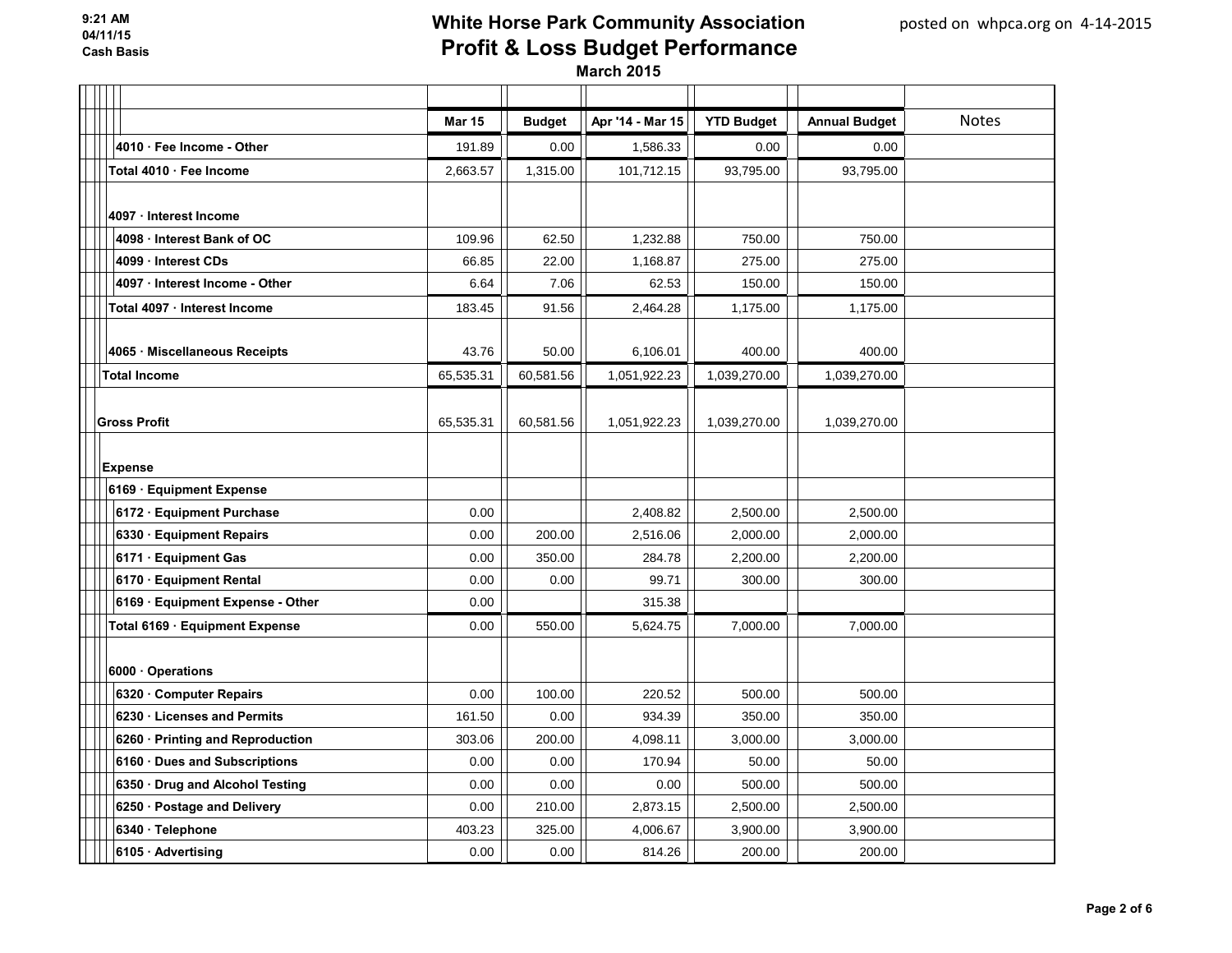# White Horse Park Community Association
## Profit & Loss Budget Performance
### March 2015

9:21 AM
04/11/15
Cash Basis

posted on whpca.org on 4-14-2015

| | Mar 15 | Budget | Apr '14 - Mar 15 | YTD Budget | Annual Budget | Notes |
|---|---|---|---|---|---|---|
| 4010 · Fee Income - Other | 191.89 | 0.00 | 1,586.33 | 0.00 | 0.00 | |
| Total 4010 · Fee Income | 2,663.57 | 1,315.00 | 101,712.15 | 93,795.00 | 93,795.00 | |
| 4097 · Interest Income | | | | | | |
| 4098 · Interest Bank of OC | 109.96 | 62.50 | 1,232.88 | 750.00 | 750.00 | |
| 4099 · Interest CDs | 66.85 | 22.00 | 1,168.87 | 275.00 | 275.00 | |
| 4097 · Interest Income - Other | 6.64 | 7.06 | 62.53 | 150.00 | 150.00 | |
| Total 4097 · Interest Income | 183.45 | 91.56 | 2,464.28 | 1,175.00 | 1,175.00 | |
| 4065 · Miscellaneous Receipts | 43.76 | 50.00 | 6,106.01 | 400.00 | 400.00 | |
| Total Income | 65,535.31 | 60,581.56 | 1,051,922.23 | 1,039,270.00 | 1,039,270.00 | |
| Gross Profit | 65,535.31 | 60,581.56 | 1,051,922.23 | 1,039,270.00 | 1,039,270.00 | |
| Expense | | | | | | |
| 6169 · Equipment Expense | | | | | | |
| 6172 · Equipment Purchase | 0.00 | | 2,408.82 | 2,500.00 | 2,500.00 | |
| 6330 · Equipment Repairs | 0.00 | 200.00 | 2,516.06 | 2,000.00 | 2,000.00 | |
| 6171 · Equipment Gas | 0.00 | 350.00 | 284.78 | 2,200.00 | 2,200.00 | |
| 6170 · Equipment Rental | 0.00 | 0.00 | 99.71 | 300.00 | 300.00 | |
| 6169 · Equipment Expense - Other | 0.00 | | 315.38 | | | |
| Total 6169 · Equipment Expense | 0.00 | 550.00 | 5,624.75 | 7,000.00 | 7,000.00 | |
| 6000 · Operations | | | | | | |
| 6320 · Computer Repairs | 0.00 | 100.00 | 220.52 | 500.00 | 500.00 | |
| 6230 · Licenses and Permits | 161.50 | 0.00 | 934.39 | 350.00 | 350.00 | |
| 6260 · Printing and Reproduction | 303.06 | 200.00 | 4,098.11 | 3,000.00 | 3,000.00 | |
| 6160 · Dues and Subscriptions | 0.00 | 0.00 | 170.94 | 50.00 | 50.00 | |
| 6350 · Drug and Alcohol Testing | 0.00 | 0.00 | 0.00 | 500.00 | 500.00 | |
| 6250 · Postage and Delivery | 0.00 | 210.00 | 2,873.15 | 2,500.00 | 2,500.00 | |
| 6340 · Telephone | 403.23 | 325.00 | 4,006.67 | 3,900.00 | 3,900.00 | |
| 6105 · Advertising | 0.00 | 0.00 | 814.26 | 200.00 | 200.00 | |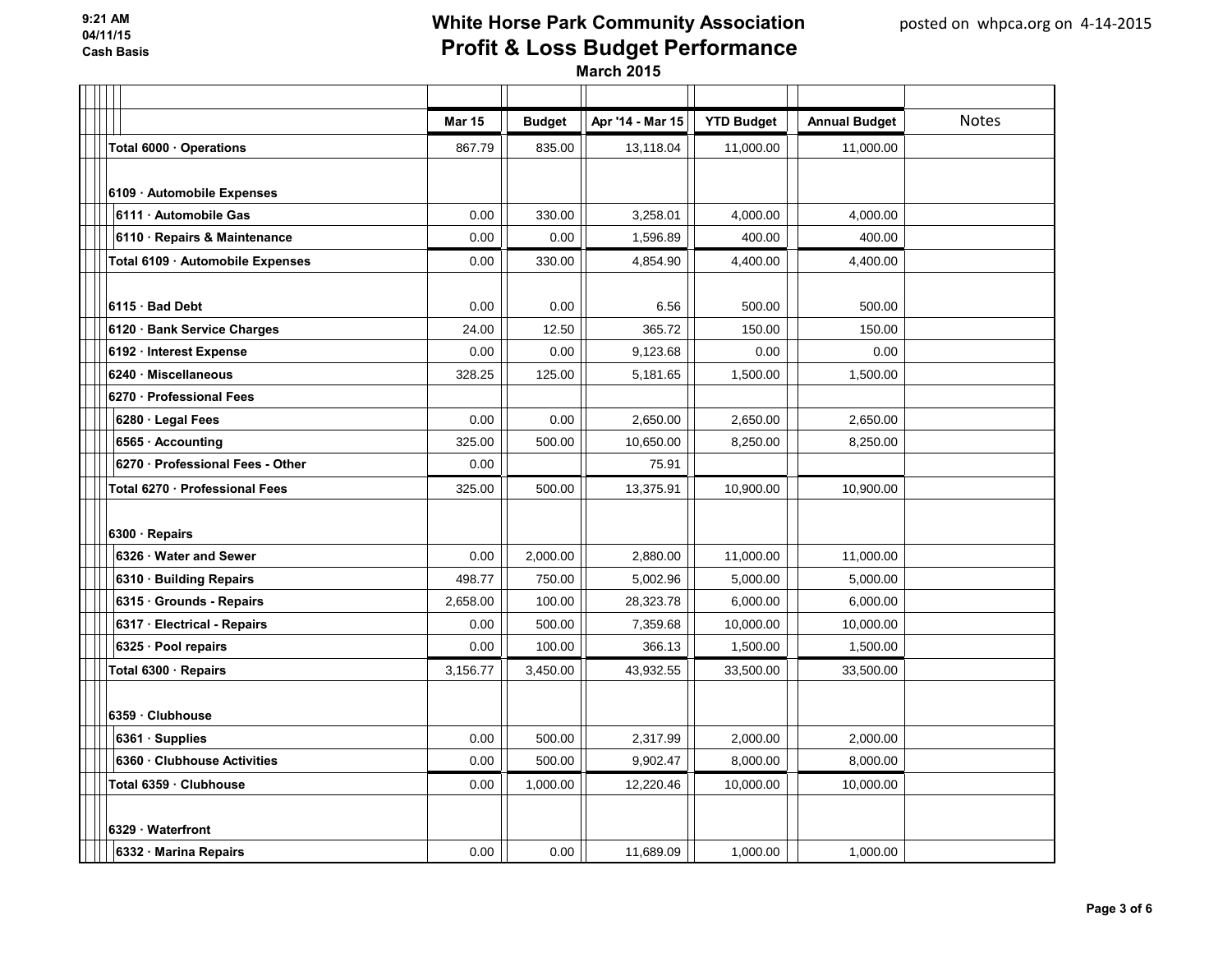# White Horse Park Community Association
## Profit & Loss Budget Performance
**March 2015**

9:21 AM
04/11/15
Cash Basis

posted on whpca.org on 4-14-2015

| | Mar 15 | Budget | Apr '14 - Mar 15 | YTD Budget | Annual Budget | Notes |
|---|---|---|---|---|---|---|
| **Total 6000 · Operations** | 867.79 | 835.00 | 13,118.04 | 11,000.00 | 11,000.00 | |
| **6109 · Automobile Expenses** | | | | | | |
| 6111 · Automobile Gas | 0.00 | 330.00 | 3,258.01 | 4,000.00 | 4,000.00 | |
| 6110 · Repairs & Maintenance | 0.00 | 0.00 | 1,596.89 | 400.00 | 400.00 | |
| **Total 6109 · Automobile Expenses** | 0.00 | 330.00 | 4,854.90 | 4,400.00 | 4,400.00 | |
| 6115 · Bad Debt | 0.00 | 0.00 | 6.56 | 500.00 | 500.00 | |
| 6120 · Bank Service Charges | 24.00 | 12.50 | 365.72 | 150.00 | 150.00 | |
| 6192 · Interest Expense | 0.00 | 0.00 | 9,123.68 | 0.00 | 0.00 | |
| 6240 · Miscellaneous | 328.25 | 125.00 | 5,181.65 | 1,500.00 | 1,500.00 | |
| **6270 · Professional Fees** | | | | | | |
| 6280 · Legal Fees | 0.00 | 0.00 | 2,650.00 | 2,650.00 | 2,650.00 | |
| 6565 · Accounting | 325.00 | 500.00 | 10,650.00 | 8,250.00 | 8,250.00 | |
| 6270 · Professional Fees - Other | 0.00 | | 75.91 | | | |
| **Total 6270 · Professional Fees** | 325.00 | 500.00 | 13,375.91 | 10,900.00 | 10,900.00 | |
| **6300 · Repairs** | | | | | | |
| 6326 · Water and Sewer | 0.00 | 2,000.00 | 2,880.00 | 11,000.00 | 11,000.00 | |
| 6310 · Building Repairs | 498.77 | 750.00 | 5,002.96 | 5,000.00 | 5,000.00 | |
| 6315 · Grounds - Repairs | 2,658.00 | 100.00 | 28,323.78 | 6,000.00 | 6,000.00 | |
| 6317 · Electrical - Repairs | 0.00 | 500.00 | 7,359.68 | 10,000.00 | 10,000.00 | |
| 6325 · Pool repairs | 0.00 | 100.00 | 366.13 | 1,500.00 | 1,500.00 | |
| **Total 6300 · Repairs** | 3,156.77 | 3,450.00 | 43,932.55 | 33,500.00 | 33,500.00 | |
| **6359 · Clubhouse** | | | | | | |
| 6361 · Supplies | 0.00 | 500.00 | 2,317.99 | 2,000.00 | 2,000.00 | |
| 6360 · Clubhouse Activities | 0.00 | 500.00 | 9,902.47 | 8,000.00 | 8,000.00 | |
| **Total 6359 · Clubhouse** | 0.00 | 1,000.00 | 12,220.46 | 10,000.00 | 10,000.00 | |
| **6329 · Waterfront** | | | | | | |
| 6332 · Marina Repairs | 0.00 | 0.00 | 11,689.09 | 1,000.00 | 1,000.00 | |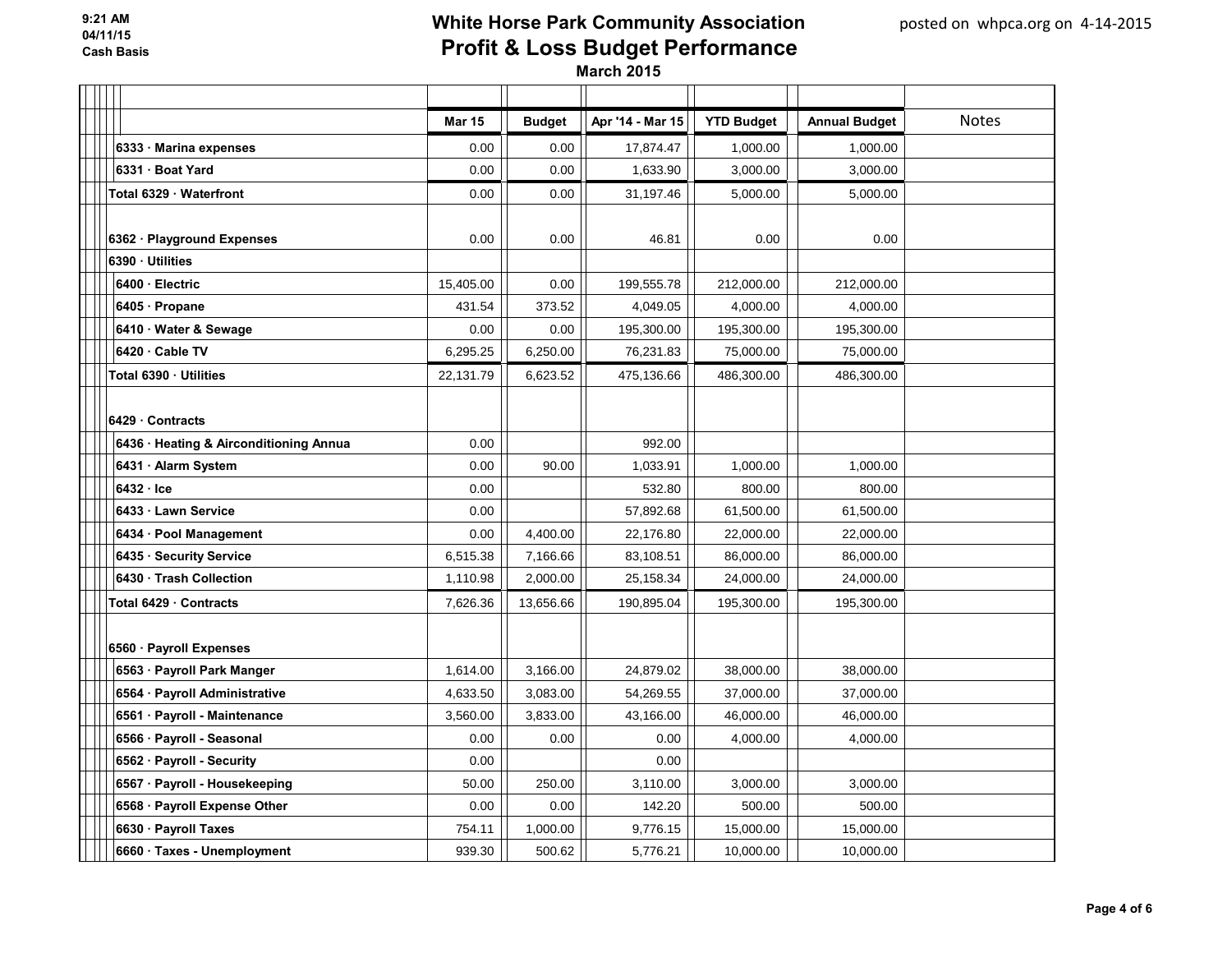9:21 AM
04/11/15
Cash Basis

# White Horse Park Community Association
## Profit & Loss Budget Performance
### March 2015

posted on whpca.org on 4-14-2015

| | Mar 15 | Budget | Apr '14 - Mar 15 | YTD Budget | Annual Budget | Notes |
|---|---|---|---|---|---|---|
| 6333 · Marina expenses | 0.00 | 0.00 | 17,874.47 | 1,000.00 | 1,000.00 | |
| 6331 · Boat Yard | 0.00 | 0.00 | 1,633.90 | 3,000.00 | 3,000.00 | |
| Total 6329 · Waterfront | 0.00 | 0.00 | 31,197.46 | 5,000.00 | 5,000.00 | |
| 6362 · Playground Expenses | 0.00 | 0.00 | 46.81 | 0.00 | 0.00 | |
| 6390 · Utilities | | | | | | |
| 6400 · Electric | 15,405.00 | 0.00 | 199,555.78 | 212,000.00 | 212,000.00 | |
| 6405 · Propane | 431.54 | 373.52 | 4,049.05 | 4,000.00 | 4,000.00 | |
| 6410 · Water & Sewage | 0.00 | 0.00 | 195,300.00 | 195,300.00 | 195,300.00 | |
| 6420 · Cable TV | 6,295.25 | 6,250.00 | 76,231.83 | 75,000.00 | 75,000.00 | |
| Total 6390 · Utilities | 22,131.79 | 6,623.52 | 475,136.66 | 486,300.00 | 486,300.00 | |
| 6429 · Contracts | | | | | | |
| 6436 · Heating & Airconditioning Annua | 0.00 | | 992.00 | | | |
| 6431 · Alarm System | 0.00 | 90.00 | 1,033.91 | 1,000.00 | 1,000.00 | |
| 6432 · Ice | 0.00 | | 532.80 | 800.00 | 800.00 | |
| 6433 · Lawn Service | 0.00 | | 57,892.68 | 61,500.00 | 61,500.00 | |
| 6434 · Pool Management | 0.00 | 4,400.00 | 22,176.80 | 22,000.00 | 22,000.00 | |
| 6435 · Security Service | 6,515.38 | 7,166.66 | 83,108.51 | 86,000.00 | 86,000.00 | |
| 6430 · Trash Collection | 1,110.98 | 2,000.00 | 25,158.34 | 24,000.00 | 24,000.00 | |
| Total 6429 · Contracts | 7,626.36 | 13,656.66 | 190,895.04 | 195,300.00 | 195,300.00 | |
| 6560 · Payroll Expenses | | | | | | |
| 6563 · Payroll Park Manger | 1,614.00 | 3,166.00 | 24,879.02 | 38,000.00 | 38,000.00 | |
| 6564 · Payroll Administrative | 4,633.50 | 3,083.00 | 54,269.55 | 37,000.00 | 37,000.00 | |
| 6561 · Payroll - Maintenance | 3,560.00 | 3,833.00 | 43,166.00 | 46,000.00 | 46,000.00 | |
| 6566 · Payroll - Seasonal | 0.00 | 0.00 | 0.00 | 4,000.00 | 4,000.00 | |
| 6562 · Payroll - Security | 0.00 | | 0.00 | | | |
| 6567 · Payroll - Housekeeping | 50.00 | 250.00 | 3,110.00 | 3,000.00 | 3,000.00 | |
| 6568 · Payroll Expense Other | 0.00 | 0.00 | 142.20 | 500.00 | 500.00 | |
| 6630 · Payroll Taxes | 754.11 | 1,000.00 | 9,776.15 | 15,000.00 | 15,000.00 | |
| 6660 · Taxes - Unemployment | 939.30 | 500.62 | 5,776.21 | 10,000.00 | 10,000.00 | |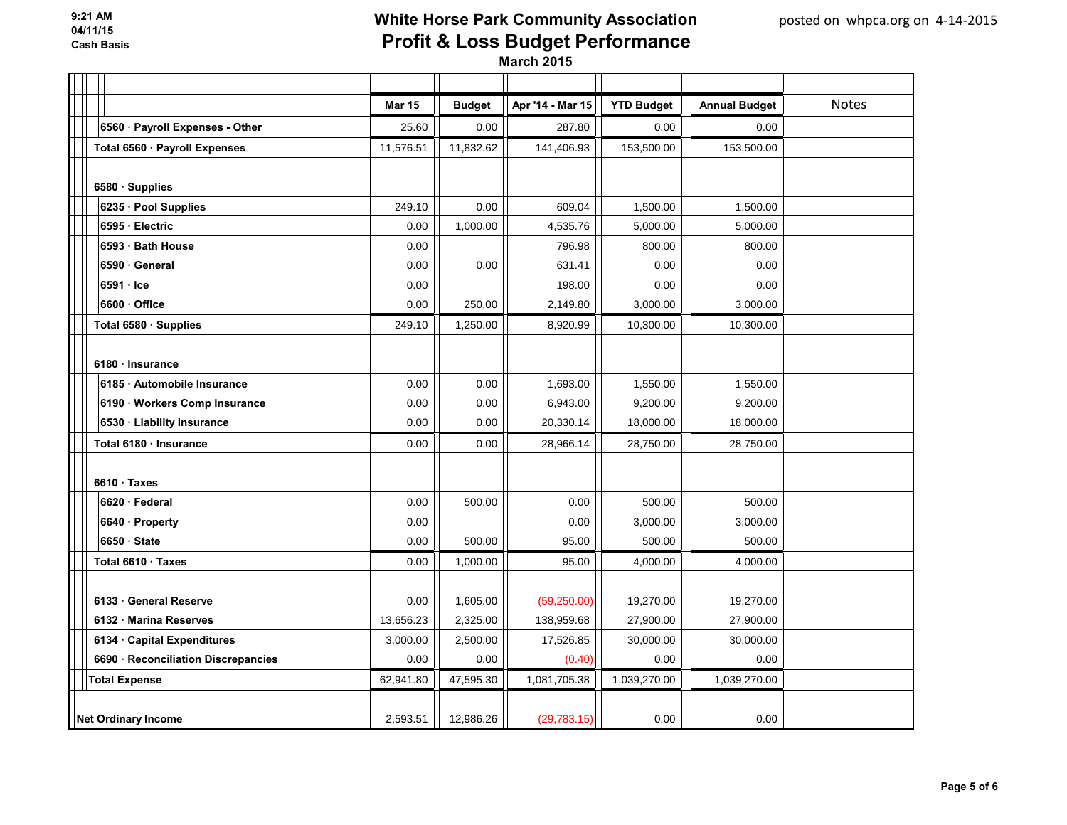# White Horse Park Community Association

## Profit & Loss Budget Performance

**March 2015**

9:21 AM
04/11/15
Cash Basis

posted on whpca.org on 4-14-2015

| | Mar 15 | Budget | Apr '14 - Mar 15 | YTD Budget | Annual Budget | Notes |
|---|---|---|---|---|---|---|
| 6560 · Payroll Expenses - Other | 25.60 | 0.00 | 287.80 | 0.00 | 0.00 | |
| Total 6560 · Payroll Expenses | 11,576.51 | 11,832.62 | 141,406.93 | 153,500.00 | 153,500.00 | |
| 6580 · Supplies | | | | | | |
| 6235 · Pool Supplies | 249.10 | 0.00 | 609.04 | 1,500.00 | 1,500.00 | |
| 6595 · Electric | 0.00 | 1,000.00 | 4,535.76 | 5,000.00 | 5,000.00 | |
| 6593 · Bath House | 0.00 | | 796.98 | 800.00 | 800.00 | |
| 6590 · General | 0.00 | 0.00 | 631.41 | 0.00 | 0.00 | |
| 6591 · Ice | 0.00 | | 198.00 | 0.00 | 0.00 | |
| 6600 · Office | 0.00 | 250.00 | 2,149.80 | 3,000.00 | 3,000.00 | |
| Total 6580 · Supplies | 249.10 | 1,250.00 | 8,920.99 | 10,300.00 | 10,300.00 | |
| 6180 · Insurance | | | | | | |
| 6185 · Automobile Insurance | 0.00 | 0.00 | 1,693.00 | 1,550.00 | 1,550.00 | |
| 6190 · Workers Comp Insurance | 0.00 | 0.00 | 6,943.00 | 9,200.00 | 9,200.00 | |
| 6530 · Liability Insurance | 0.00 | 0.00 | 20,330.14 | 18,000.00 | 18,000.00 | |
| Total 6180 · Insurance | 0.00 | 0.00 | 28,966.14 | 28,750.00 | 28,750.00 | |
| 6610 · Taxes | | | | | | |
| 6620 · Federal | 0.00 | 500.00 | 0.00 | 500.00 | 500.00 | |
| 6640 · Property | 0.00 | | 0.00 | 3,000.00 | 3,000.00 | |
| 6650 · State | 0.00 | 500.00 | 95.00 | 500.00 | 500.00 | |
| Total 6610 · Taxes | 0.00 | 1,000.00 | 95.00 | 4,000.00 | 4,000.00 | |
| 6133 · General Reserve | 0.00 | 1,605.00 | (59,250.00) | 19,270.00 | 19,270.00 | |
| 6132 · Marina Reserves | 13,656.23 | 2,325.00 | 138,959.68 | 27,900.00 | 27,900.00 | |
| 6134 · Capital Expenditures | 3,000.00 | 2,500.00 | 17,526.85 | 30,000.00 | 30,000.00 | |
| 6690 · Reconciliation Discrepancies | 0.00 | 0.00 | (0.40) | 0.00 | 0.00 | |
| Total Expense | 62,941.80 | 47,595.30 | 1,081,705.38 | 1,039,270.00 | 1,039,270.00 | |
| Net Ordinary Income | 2,593.51 | 12,986.26 | (29,783.15) | 0.00 | 0.00 | |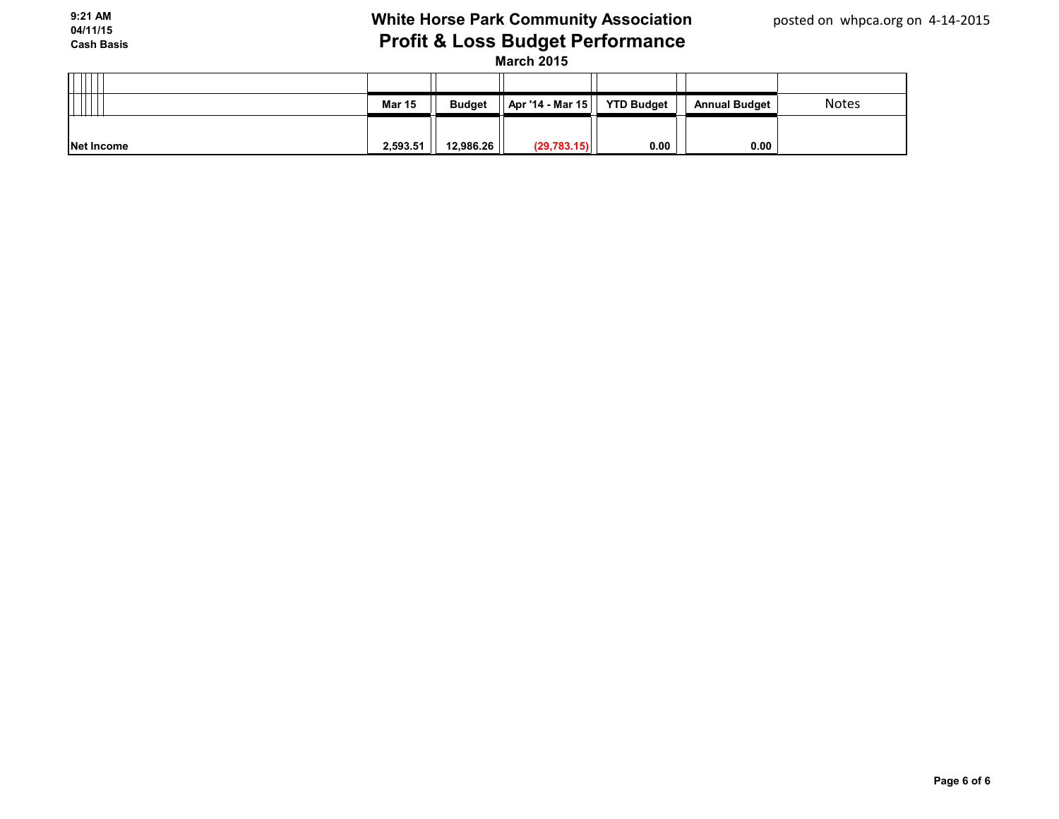9:21 AM
04/11/15
Cash Basis

# White Horse Park Community Association
## Profit & Loss Budget Performance
### March 2015

posted on whpca.org on 4-14-2015

| | Mar 15 | Budget | Apr '14 - Mar 15 | YTD Budget | Annual Budget | Notes |
|---|---|---|---|---|---|---|
| Net Income | 2,593.51 | 12,986.26 | (29,783.15) | 0.00 | 0.00 | |